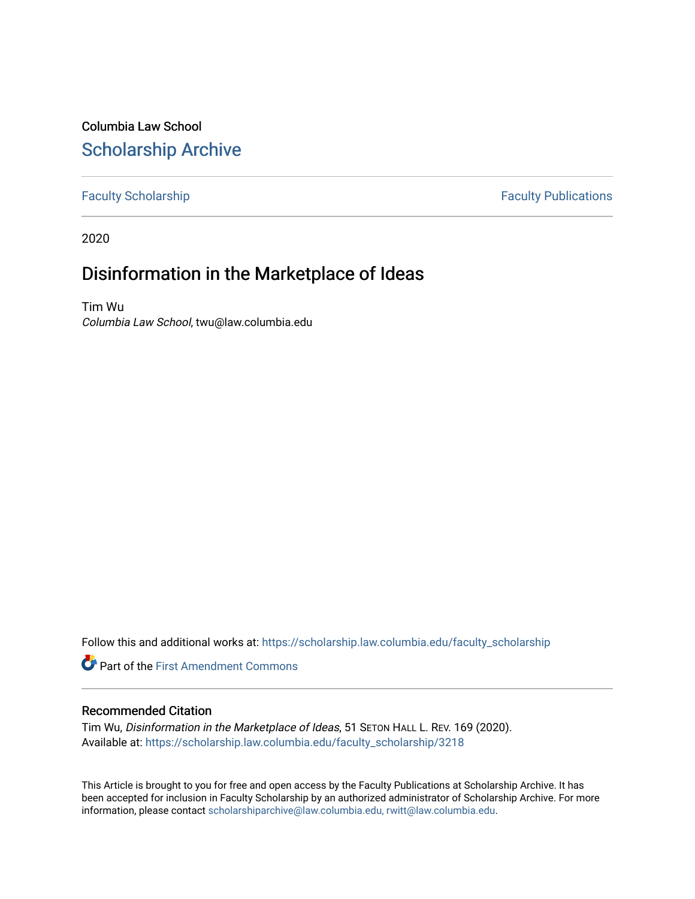Columbia Law School

# Scholarship Archive

Faculty Scholarship | Faculty Publications

2020

## Disinformation in the Marketplace of Ideas

Tim Wu
*Columbia Law School*, twu@law.columbia.edu

Follow this and additional works at: https://scholarship.law.columbia.edu/faculty_scholarship

Part of the First Amendment Commons

### Recommended Citation

Tim Wu, *Disinformation in the Marketplace of Ideas*, 51 SETON HALL L. REV. 169 (2020).
Available at: https://scholarship.law.columbia.edu/faculty_scholarship/3218

This Article is brought to you for free and open access by the Faculty Publications at Scholarship Archive. It has been accepted for inclusion in Faculty Scholarship by an authorized administrator of Scholarship Archive. For more information, please contact scholarshiparchive@law.columbia.edu, rwitt@law.columbia.edu.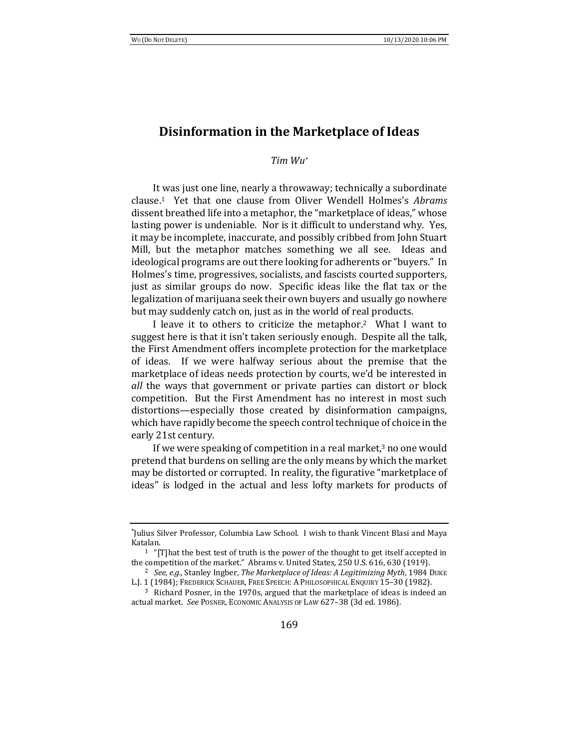# Disinformation in the Marketplace of Ideas

*Tim Wu*[*]

It was just one line, nearly a throwaway; technically a subordinate clause.[1] Yet that one clause from Oliver Wendell Holmes's *Abrams* dissent breathed life into a metaphor, the "marketplace of ideas," whose lasting power is undeniable. Nor is it difficult to understand why. Yes, it may be incomplete, inaccurate, and possibly cribbed from John Stuart Mill, but the metaphor matches something we all see. Ideas and ideological programs are out there looking for adherents or "buyers." In Holmes's time, progressives, socialists, and fascists courted supporters, just as similar groups do now. Specific ideas like the flat tax or the legalization of marijuana seek their own buyers and usually go nowhere but may suddenly catch on, just as in the world of real products.

I leave it to others to criticize the metaphor.[2] What I want to suggest here is that it isn't taken seriously enough. Despite all the talk, the First Amendment offers incomplete protection for the marketplace of ideas. If we were halfway serious about the premise that the marketplace of ideas needs protection by courts, we'd be interested in *all* the ways that government or private parties can distort or block competition. But the First Amendment has no interest in most such distortions—especially those created by disinformation campaigns, which have rapidly become the speech control technique of choice in the early 21st century.

If we were speaking of competition in a real market,[3] no one would pretend that burdens on selling are the only means by which the market may be distorted or corrupted. In reality, the figurative "marketplace of ideas" is lodged in the actual and less lofty markets for products of

---

[*] Julius Silver Professor, Columbia Law School. I wish to thank Vincent Blasi and Maya Katalan.

[1] "[T]hat the best test of truth is the power of the thought to get itself accepted in the competition of the market." Abrams v. United States, 250 U.S. 616, 630 (1919).

[2] *See, e.g.*, Stanley Ingber, *The Marketplace of Ideas: A Legitimizing Myth*, 1984 DUKE L.J. 1 (1984); FREDERICK SCHAUER, FREE SPEECH: A PHILOSOPHICAL ENQUIRY 15–30 (1982).

[3] Richard Posner, in the 1970s, argued that the marketplace of ideas is indeed an actual market. *See* POSNER, ECONOMIC ANALYSIS OF LAW 627–38 (3d ed. 1986).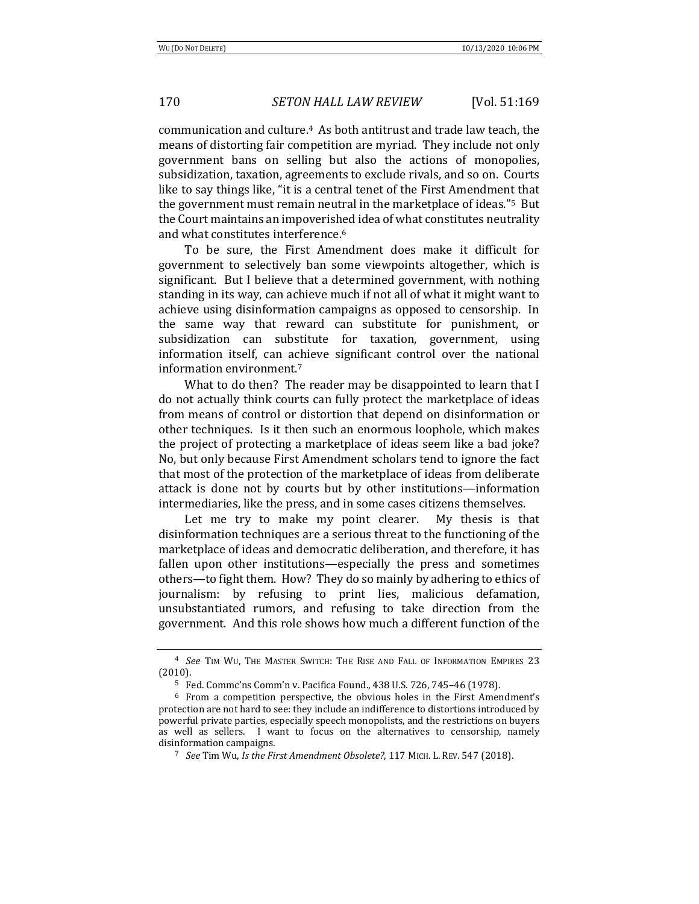communication and culture.[4] As both antitrust and trade law teach, the means of distorting fair competition are myriad. They include not only government bans on selling but also the actions of monopolies, subsidization, taxation, agreements to exclude rivals, and so on. Courts like to say things like, "it is a central tenet of the First Amendment that the government must remain neutral in the marketplace of ideas."[5] But the Court maintains an impoverished idea of what constitutes neutrality and what constitutes interference.[6]

To be sure, the First Amendment does make it difficult for government to selectively ban some viewpoints altogether, which is significant. But I believe that a determined government, with nothing standing in its way, can achieve much if not all of what it might want to achieve using disinformation campaigns as opposed to censorship. In the same way that reward can substitute for punishment, or subsidization can substitute for taxation, government, using information itself, can achieve significant control over the national information environment.[7]

What to do then? The reader may be disappointed to learn that I do not actually think courts can fully protect the marketplace of ideas from means of control or distortion that depend on disinformation or other techniques. Is it then such an enormous loophole, which makes the project of protecting a marketplace of ideas seem like a bad joke? No, but only because First Amendment scholars tend to ignore the fact that most of the protection of the marketplace of ideas from deliberate attack is done not by courts but by other institutions—information intermediaries, like the press, and in some cases citizens themselves.

Let me try to make my point clearer. My thesis is that disinformation techniques are a serious threat to the functioning of the marketplace of ideas and democratic deliberation, and therefore, it has fallen upon other institutions—especially the press and sometimes others—to fight them. How? They do so mainly by adhering to ethics of journalism: by refusing to print lies, malicious defamation, unsubstantiated rumors, and refusing to take direction from the government. And this role shows how much a different function of the

---

[4] *See* TIM WU, THE MASTER SWITCH: THE RISE AND FALL OF INFORMATION EMPIRES 23 (2010).

[5] Fed. Commc'ns Comm'n v. Pacifica Found., 438 U.S. 726, 745–46 (1978).

[6] From a competition perspective, the obvious holes in the First Amendment's protection are not hard to see: they include an indifference to distortions introduced by powerful private parties, especially speech monopolists, and the restrictions on buyers as well as sellers. I want to focus on the alternatives to censorship, namely disinformation campaigns.

[7] *See* Tim Wu, *Is the First Amendment Obsolete?*, 117 MICH. L. REV. 547 (2018).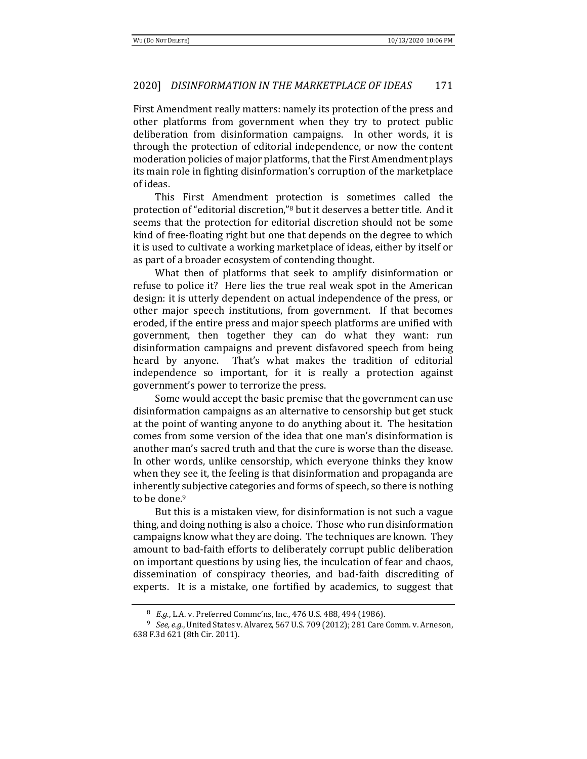First Amendment really matters: namely its protection of the press and other platforms from government when they try to protect public deliberation from disinformation campaigns. In other words, it is through the protection of editorial independence, or now the content moderation policies of major platforms, that the First Amendment plays its main role in fighting disinformation's corruption of the marketplace of ideas.

This First Amendment protection is sometimes called the protection of "editorial discretion,"[8] but it deserves a better title. And it seems that the protection for editorial discretion should not be some kind of free-floating right but one that depends on the degree to which it is used to cultivate a working marketplace of ideas, either by itself or as part of a broader ecosystem of contending thought.

What then of platforms that seek to amplify disinformation or refuse to police it? Here lies the true real weak spot in the American design: it is utterly dependent on actual independence of the press, or other major speech institutions, from government. If that becomes eroded, if the entire press and major speech platforms are unified with government, then together they can do what they want: run disinformation campaigns and prevent disfavored speech from being heard by anyone. That's what makes the tradition of editorial independence so important, for it is really a protection against government's power to terrorize the press.

Some would accept the basic premise that the government can use disinformation campaigns as an alternative to censorship but get stuck at the point of wanting anyone to do anything about it. The hesitation comes from some version of the idea that one man's disinformation is another man's sacred truth and that the cure is worse than the disease. In other words, unlike censorship, which everyone thinks they know when they see it, the feeling is that disinformation and propaganda are inherently subjective categories and forms of speech, so there is nothing to be done.[9]

But this is a mistaken view, for disinformation is not such a vague thing, and doing nothing is also a choice. Those who run disinformation campaigns know what they are doing. The techniques are known. They amount to bad-faith efforts to deliberately corrupt public deliberation on important questions by using lies, the inculcation of fear and chaos, dissemination of conspiracy theories, and bad-faith discrediting of experts. It is a mistake, one fortified by academics, to suggest that

---

[8] *E.g.*, L.A. v. Preferred Commc'ns, Inc., 476 U.S. 488, 494 (1986).

[9] *See, e.g.*, United States v. Alvarez, 567 U.S. 709 (2012); 281 Care Comm. v. Arneson, 638 F.3d 621 (8th Cir. 2011).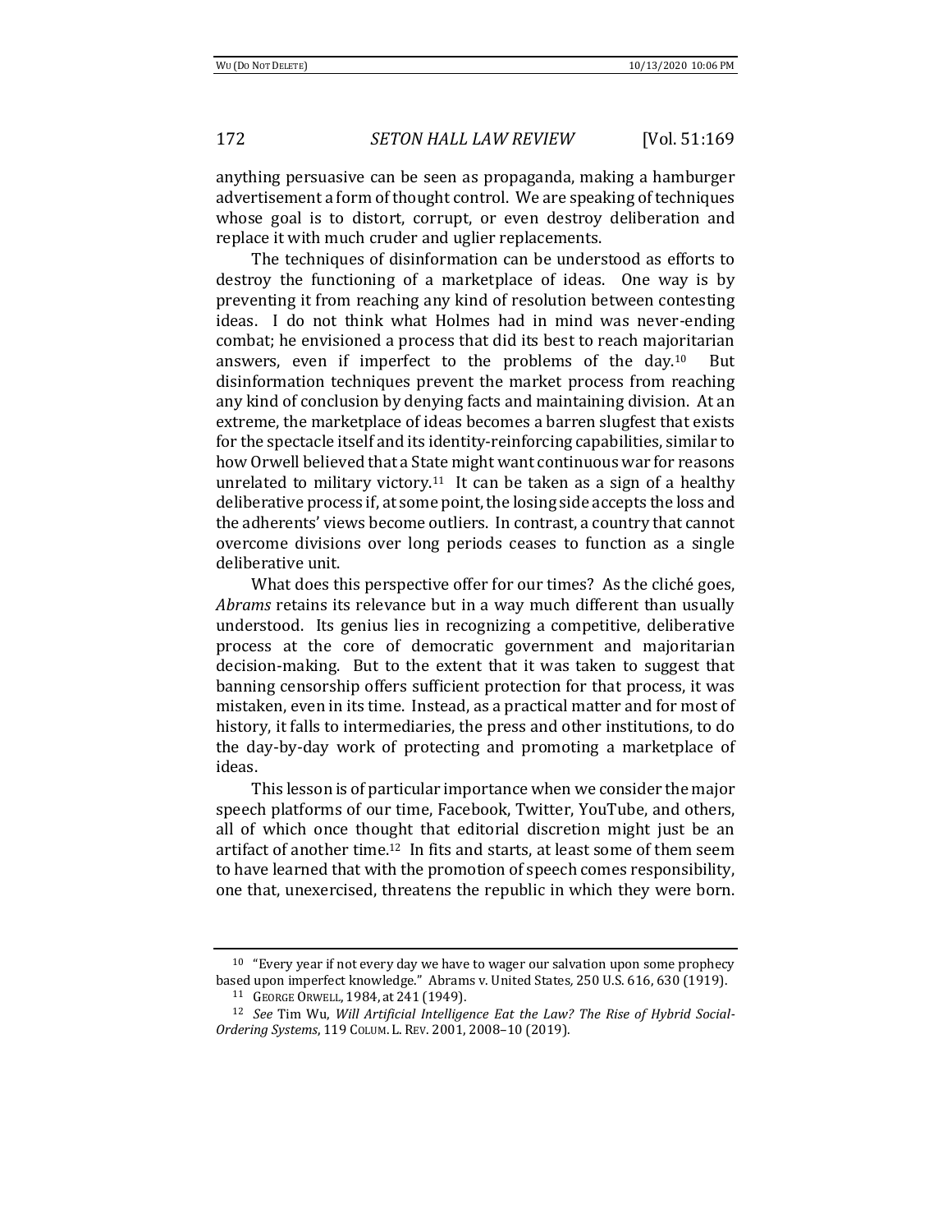anything persuasive can be seen as propaganda, making a hamburger advertisement a form of thought control. We are speaking of techniques whose goal is to distort, corrupt, or even destroy deliberation and replace it with much cruder and uglier replacements.

The techniques of disinformation can be understood as efforts to destroy the functioning of a marketplace of ideas. One way is by preventing it from reaching any kind of resolution between contesting ideas. I do not think what Holmes had in mind was never-ending combat; he envisioned a process that did its best to reach majoritarian answers, even if imperfect to the problems of the day.[10] But disinformation techniques prevent the market process from reaching any kind of conclusion by denying facts and maintaining division. At an extreme, the marketplace of ideas becomes a barren slugfest that exists for the spectacle itself and its identity-reinforcing capabilities, similar to how Orwell believed that a State might want continuous war for reasons unrelated to military victory.[11] It can be taken as a sign of a healthy deliberative process if, at some point, the losing side accepts the loss and the adherents' views become outliers. In contrast, a country that cannot overcome divisions over long periods ceases to function as a single deliberative unit.

What does this perspective offer for our times? As the cliché goes, *Abrams* retains its relevance but in a way much different than usually understood. Its genius lies in recognizing a competitive, deliberative process at the core of democratic government and majoritarian decision-making. But to the extent that it was taken to suggest that banning censorship offers sufficient protection for that process, it was mistaken, even in its time. Instead, as a practical matter and for most of history, it falls to intermediaries, the press and other institutions, to do the day-by-day work of protecting and promoting a marketplace of ideas.

This lesson is of particular importance when we consider the major speech platforms of our time, Facebook, Twitter, YouTube, and others, all of which once thought that editorial discretion might just be an artifact of another time.[12] In fits and starts, at least some of them seem to have learned that with the promotion of speech comes responsibility, one that, unexercised, threatens the republic in which they were born.

---

[10] "Every year if not every day we have to wager our salvation upon some prophecy based upon imperfect knowledge." Abrams v. United States, 250 U.S. 616, 630 (1919).

[11] GEORGE ORWELL, 1984, at 241 (1949).

[12] *See* Tim Wu, *Will Artificial Intelligence Eat the Law? The Rise of Hybrid Social-Ordering Systems*, 119 COLUM. L. REV. 2001, 2008–10 (2019).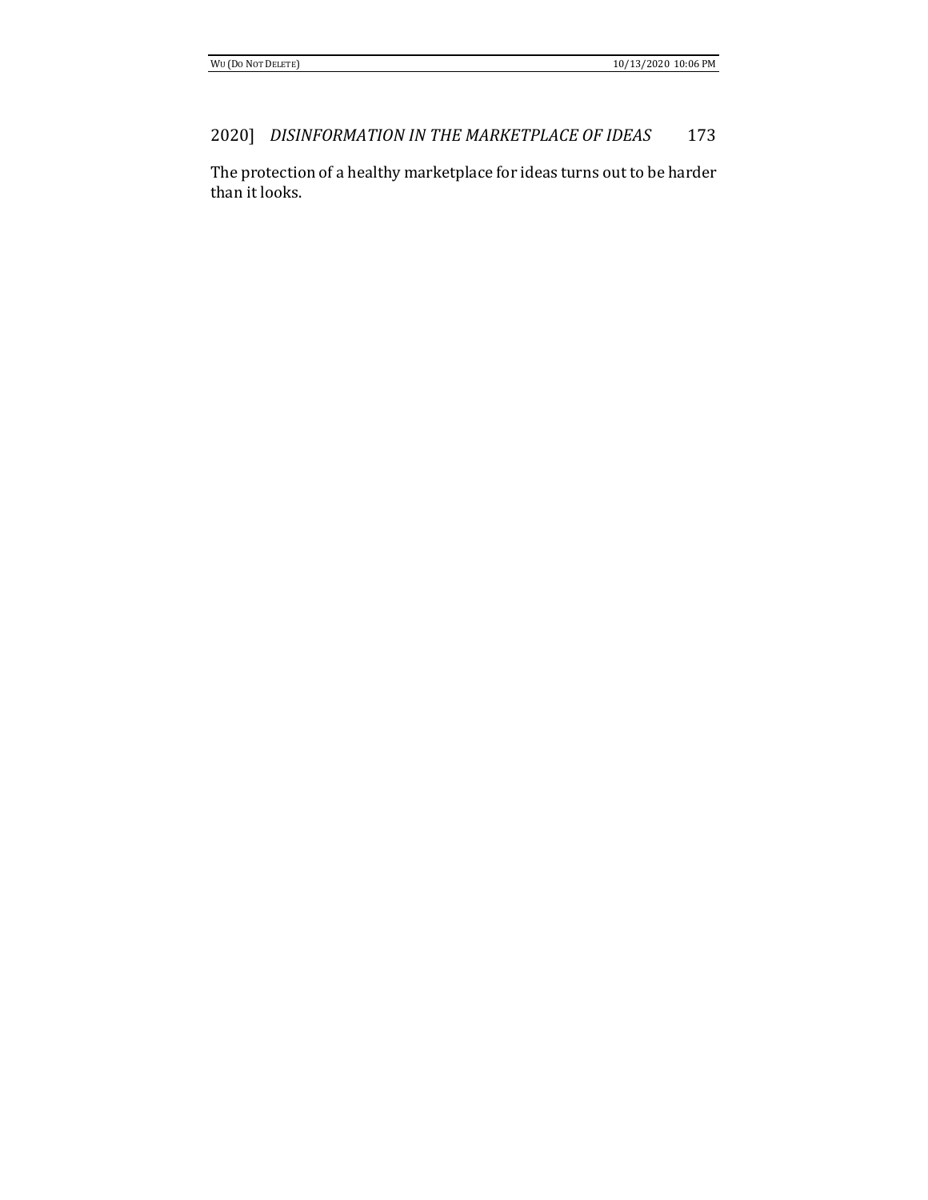The protection of a healthy marketplace for ideas turns out to be harder than it looks.